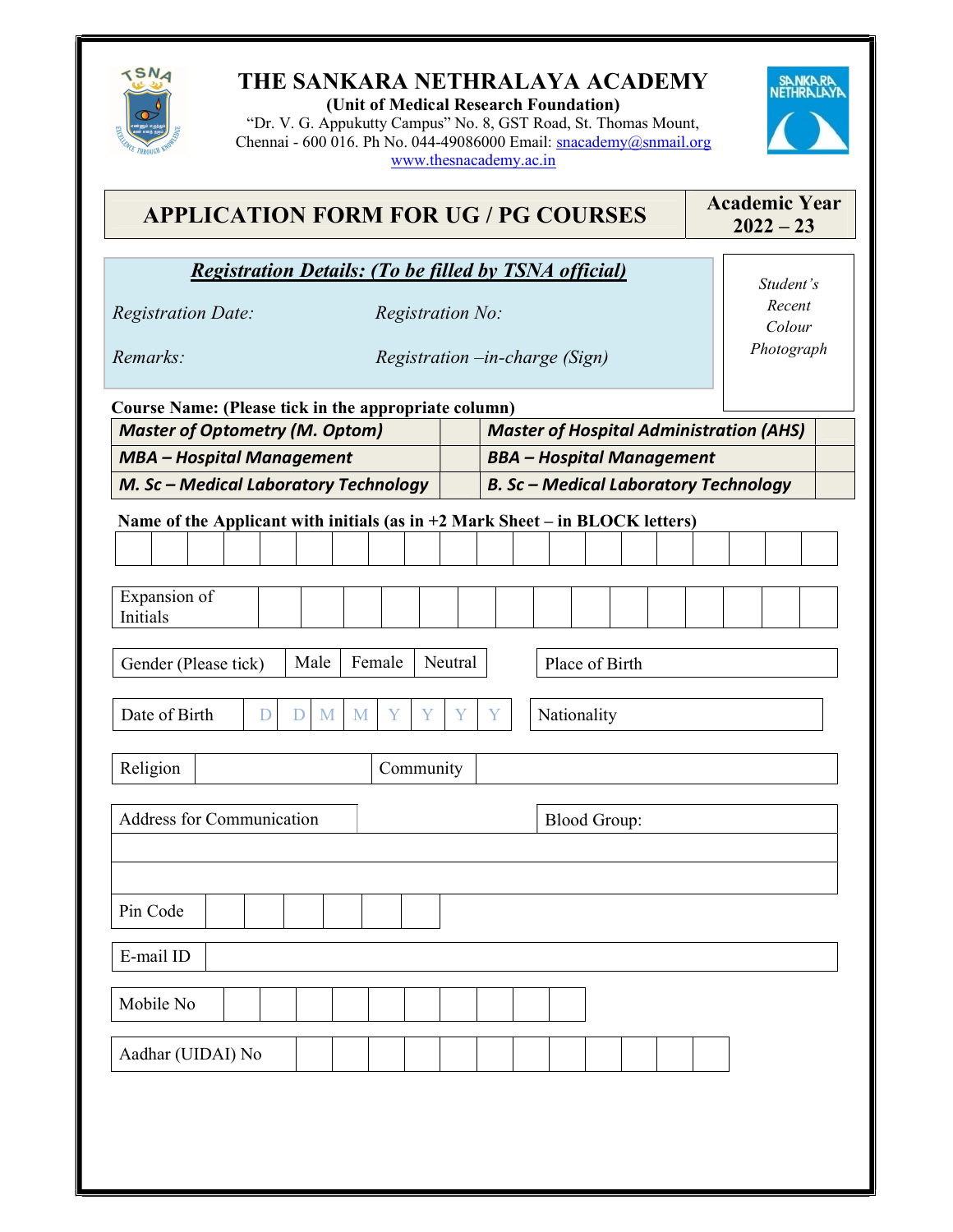# THE SANKARA NETHRALAYA ACADEMY

**(Unit of Medical Research Foundation)**

"Dr. V. G. Appukutty Campus" No. 8, GST Road, St. Thomas Mount,
Chennai - 600 016. Ph No. 044-49086000 Email: snacademy@snmail.org
www.thesnacademy.ac.in

## APPLICATION FORM FOR UG / PG COURSES

**Academic Year 2022 – 23**

***Registration Details: (To be filled by TSNA official)***

*Registration Date:* *Registration No:*

*Remarks:* *Registration –in-charge (Sign)*

*Student's Recent Colour Photograph*

**Course Name: (Please tick in the appropriate column)**

| | | | |
|---|---|---|---|
| ***Master of Optometry (M. Optom)*** | | ***Master of Hospital Administration (AHS)*** | |
| ***MBA – Hospital Management*** | | ***BBA – Hospital Management*** | |
| ***M. Sc – Medical Laboratory Technology*** | | ***B. Sc – Medical Laboratory Technology*** | |

**Name of the Applicant with initials (as in +2 Mark Sheet – in BLOCK letters)**

Expansion of Initials

| | | | | |
|---|---|---|---|---|
| Gender (Please tick) | Male | Female | Neutral | Place of Birth |

| | | | | | | | | | |
|---|---|---|---|---|---|---|---|---|---|
| Date of Birth | D | D | M | M | Y | Y | Y | Y | Nationality |

| | | | |
|---|---|---|---|
| Religion | | Community | |

Address for Communication | Blood Group:

Pin Code

E-mail ID

Mobile No

Aadhar (UIDAI) No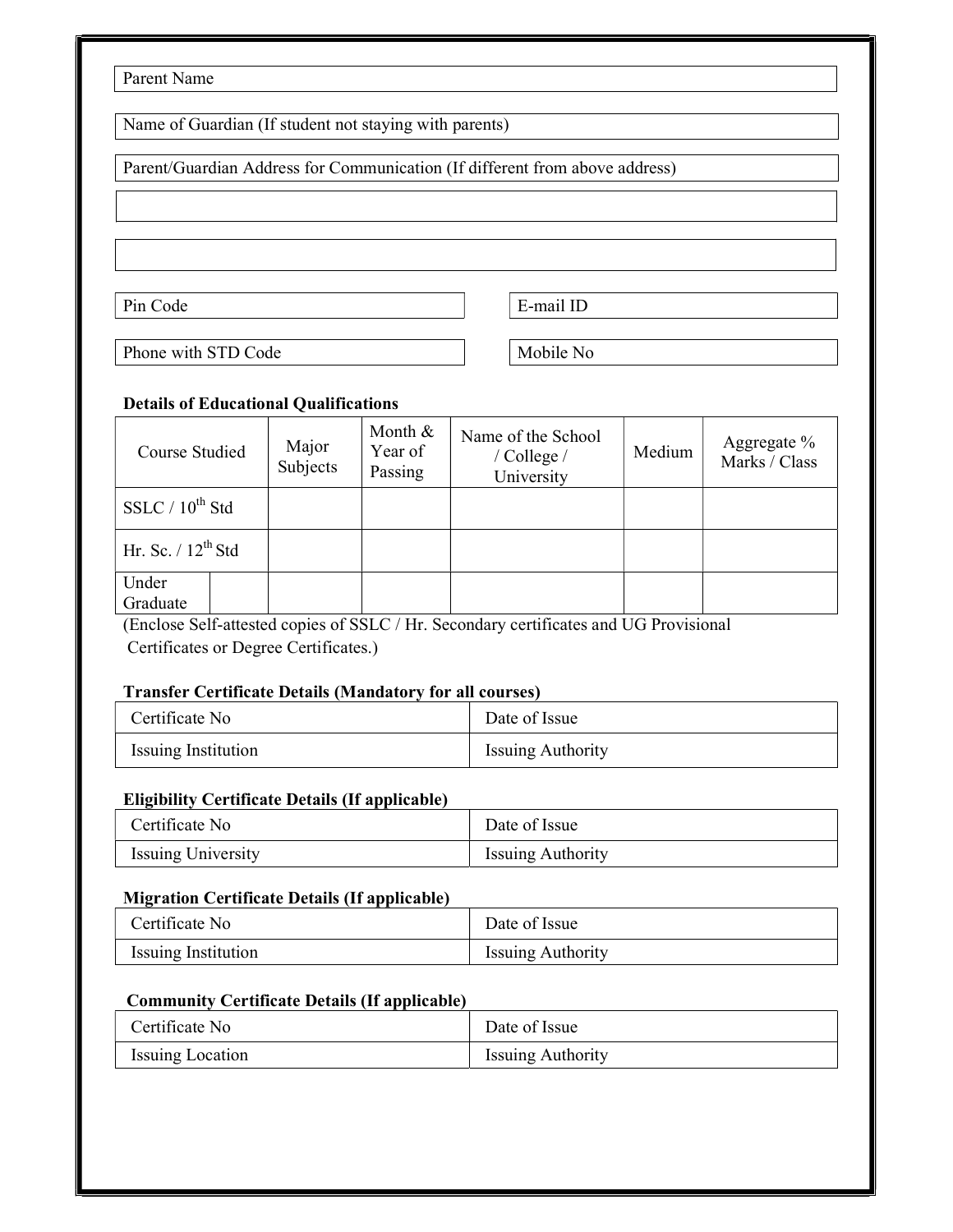| Parent Name |
|---|

| Name of Guardian (If student not staying with parents) |
|---|

| Parent/Guardian Address for Communication (If different from above address) |
|---|
| |
| |

| | |
|---|---|
| Pin Code | E-mail ID |
| Phone with STD Code | Mobile No |

**Details of Educational Qualifications**

| Course Studied | Major Subjects | Month & Year of Passing | Name of the School / College / University | Medium | Aggregate % Marks / Class |
|---|---|---|---|---|---|
| SSLC / 10$^{th}$ Std | | | | | |
| Hr. Sc. / 12$^{th}$ Std | | | | | |
| Under Graduate | | | | | |

(Enclose Self-attested copies of SSLC / Hr. Secondary certificates and UG Provisional Certificates or Degree Certificates.)

**Transfer Certificate Details (Mandatory for all courses)**

| | |
|---|---|
| Certificate No | Date of Issue |
| Issuing Institution | Issuing Authority |

**Eligibility Certificate Details (If applicable)**

| | |
|---|---|
| Certificate No | Date of Issue |
| Issuing University | Issuing Authority |

**Migration Certificate Details (If applicable)**

| | |
|---|---|
| Certificate No | Date of Issue |
| Issuing Institution | Issuing Authority |

**Community Certificate Details (If applicable)**

| | |
|---|---|
| Certificate No | Date of Issue |
| Issuing Location | Issuing Authority |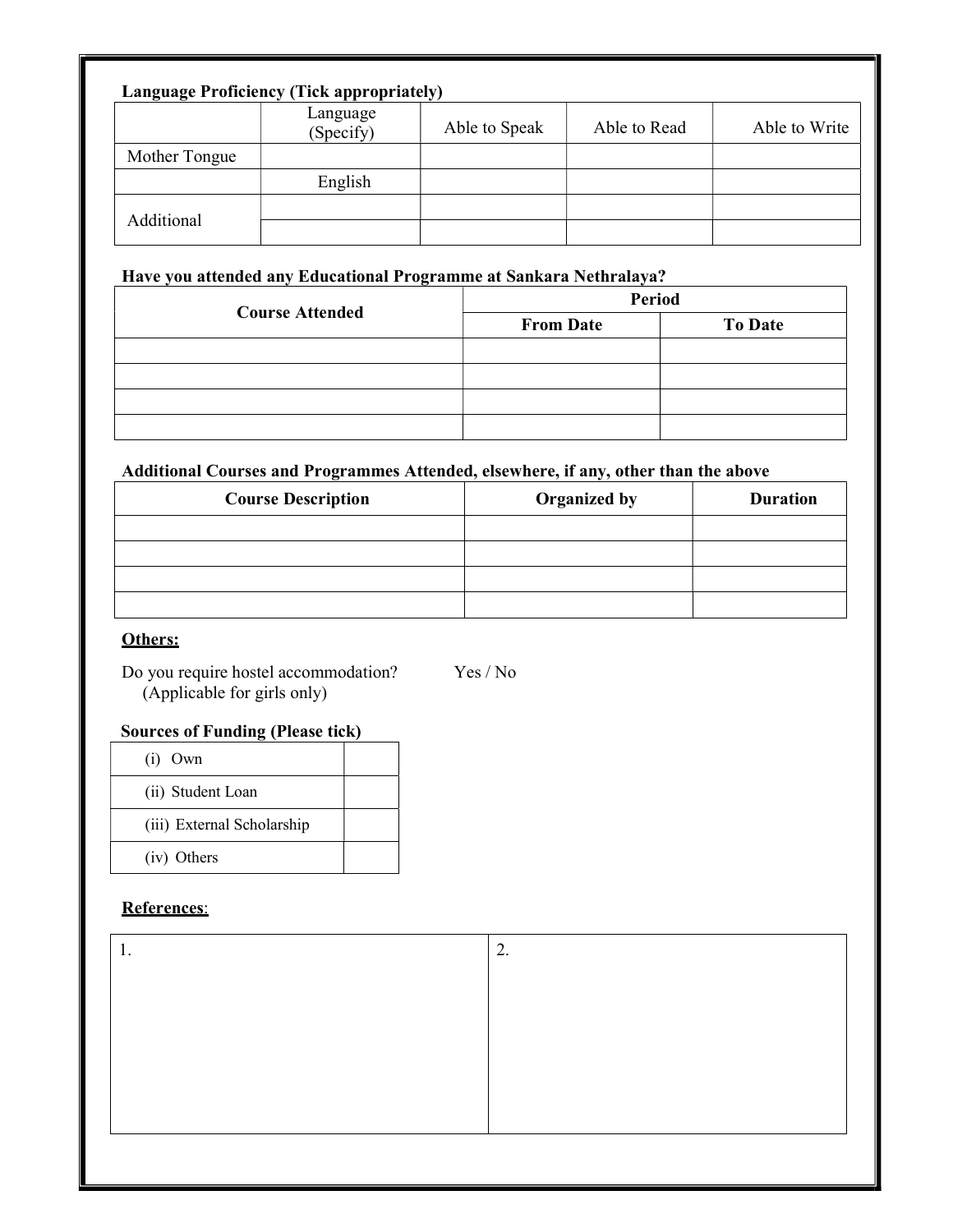**Language Proficiency (Tick appropriately)**

| | Language (Specify) | Able to Speak | Able to Read | Able to Write |
|---|---|---|---|---|
| Mother Tongue | | | | |
| | English | | | |
| Additional | | | | |
| | | | | |

**Have you attended any Educational Programme at Sankara Nethralaya?**

| Course Attended | Period | |
|---|---|---|
| | From Date | To Date |
| | | |
| | | |
| | | |
| | | |

**Additional Courses and Programmes Attended, elsewhere, if any, other than the above**

| Course Description | Organized by | Duration |
|---|---|---|
| | | |
| | | |
| | | |
| | | |

**Others:**

Do you require hostel accommodation? Yes / No
(Applicable for girls only)

**Sources of Funding (Please tick)**

| | |
|---|---|
| (i) Own | |
| (ii) Student Loan | |
| (iii) External Scholarship | |
| (iv) Others | |

**References**:

| | |
|---|---|
| 1. | 2. |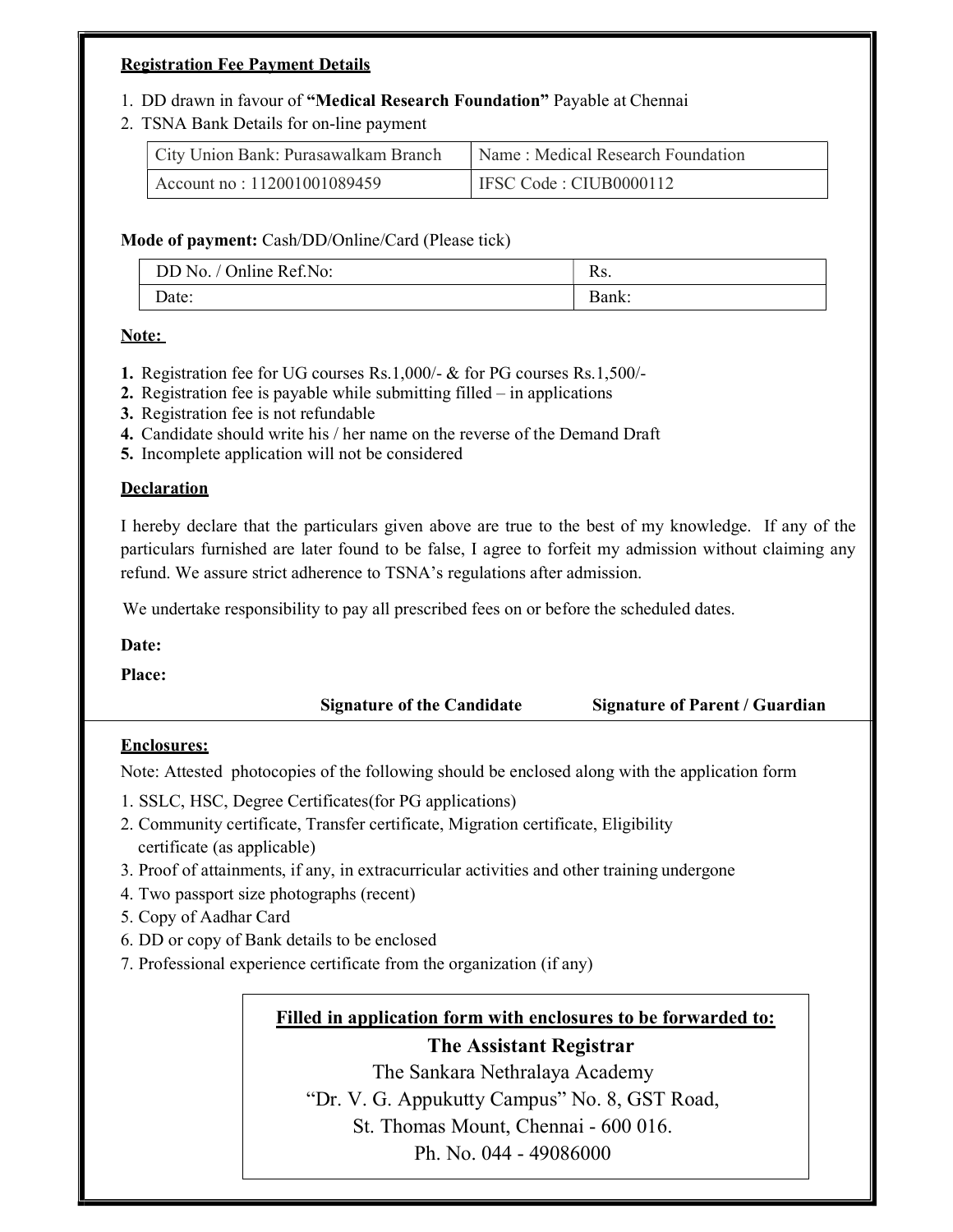**Registration Fee Payment Details**

1. DD drawn in favour of **"Medical Research Foundation"** Payable at Chennai
2. TSNA Bank Details for on-line payment

| | |
|---|---|
| City Union Bank: Purasawalkam Branch | Name : Medical Research Foundation |
| Account no : 112001001089459 | IFSC Code : CIUB0000112 |

**Mode of payment:** Cash/DD/Online/Card (Please tick)

| | |
|---|---|
| DD No. / Online Ref.No: | Rs. |
| Date: | Bank: |

**Note:**

1. Registration fee for UG courses Rs.1,000/- & for PG courses Rs.1,500/-
2. Registration fee is payable while submitting filled – in applications
3. Registration fee is not refundable
4. Candidate should write his / her name on the reverse of the Demand Draft
5. Incomplete application will not be considered

**Declaration**

I hereby declare that the particulars given above are true to the best of my knowledge. If any of the particulars furnished are later found to be false, I agree to forfeit my admission without claiming any refund. We assure strict adherence to TSNA's regulations after admission.

We undertake responsibility to pay all prescribed fees on or before the scheduled dates.

**Date:**

**Place:**

**Signature of the Candidate** **Signature of Parent / Guardian**

**Enclosures:**

Note: Attested photocopies of the following should be enclosed along with the application form

1. SSLC, HSC, Degree Certificates(for PG applications)
2. Community certificate, Transfer certificate, Migration certificate, Eligibility certificate (as applicable)
3. Proof of attainments, if any, in extracurricular activities and other training undergone
4. Two passport size photographs (recent)
5. Copy of Aadhar Card
6. DD or copy of Bank details to be enclosed
7. Professional experience certificate from the organization (if any)

**Filled in application form with enclosures to be forwarded to:**

**The Assistant Registrar**

The Sankara Nethralaya Academy

"Dr. V. G. Appukutty Campus" No. 8, GST Road,

St. Thomas Mount, Chennai - 600 016.

Ph. No. 044 - 49086000